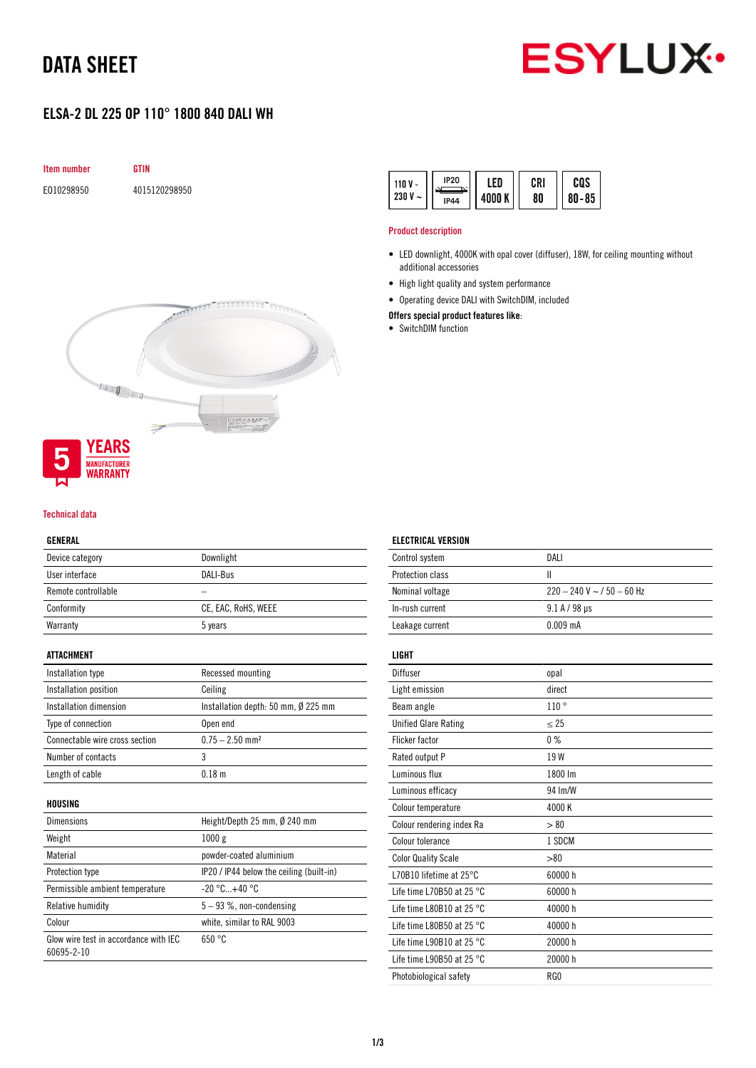# DATA SHEET

ESYLUX

## ELSA-2 DL 225 OP 110° 1800 840 DALI WH

| Item number | GTIN |
|---|---|
| E010298950 | 4015120298950 |

110 V - 230 V ~ | IP20 / IP44 | LED 4000 K | CRI 80 | CQS 80 - 85

### Product description

- LED downlight, 4000K with opal cover (diffuser), 18W, for ceiling mounting without additional accessories
- High light quality and system performance
- Operating device DALI with SwitchDIM, included

**Offers special product features like:**

- SwitchDIM function

5 YEARS MANUFACTURER WARRANTY

### Technical data

#### GENERAL

| | |
|---|---|
| Device category | Downlight |
| User interface | DALI-Bus |
| Remote controllable | – |
| Conformity | CE, EAC, RoHS, WEEE |
| Warranty | 5 years |

#### ATTACHMENT

| | |
|---|---|
| Installation type | Recessed mounting |
| Installation position | Ceiling |
| Installation dimension | Installation depth: 50 mm, Ø 225 mm |
| Type of connection | Open end |
| Connectable wire cross section | 0.75 – 2.50 mm² |
| Number of contacts | 3 |
| Length of cable | 0.18 m |

#### HOUSING

| | |
|---|---|
| Dimensions | Height/Depth 25 mm, Ø 240 mm |
| Weight | 1000 g |
| Material | powder-coated aluminium |
| Protection type | IP20 / IP44 below the ceiling (built-in) |
| Permissible ambient temperature | -20 °C...+40 °C |
| Relative humidity | 5 – 93 %, non-condensing |
| Colour | white, similar to RAL 9003 |
| Glow wire test in accordance with IEC 60695-2-10 | 650 °C |

#### ELECTRICAL VERSION

| | |
|---|---|
| Control system | DALI |
| Protection class | II |
| Nominal voltage | 220 – 240 V ~ / 50 – 60 Hz |
| In-rush current | 9.1 A / 98 µs |
| Leakage current | 0.009 mA |

#### LIGHT

| | |
|---|---|
| Diffuser | opal |
| Light emission | direct |
| Beam angle | 110 ° |
| Unified Glare Rating | ≤ 25 |
| Flicker factor | 0 % |
| Rated output P | 19 W |
| Luminous flux | 1800 lm |
| Luminous efficacy | 94 lm/W |
| Colour temperature | 4000 K |
| Colour rendering index Ra | > 80 |
| Colour tolerance | 1 SDCM |
| Color Quality Scale | >80 |
| L70B10 lifetime at 25°C | 60000 h |
| Life time L70B50 at 25 °C | 60000 h |
| Life time L80B10 at 25 °C | 40000 h |
| Life time L80B50 at 25 °C | 40000 h |
| Life time L90B10 at 25 °C | 20000 h |
| Life time L90B50 at 25 °C | 20000 h |
| Photobiological safety | RG0 |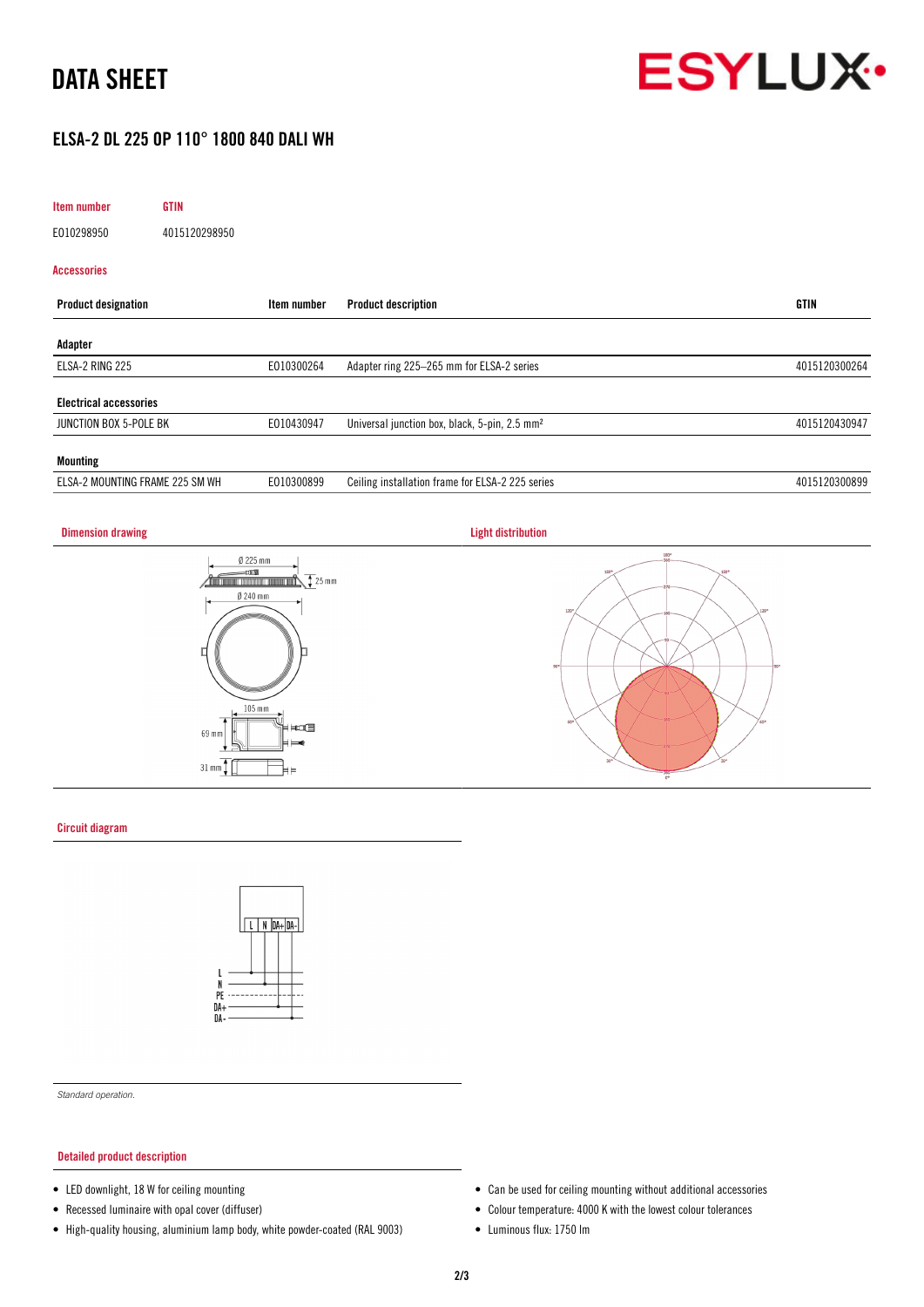# DATA SHEET

## ELSA-2 DL 225 OP 110° 1800 840 DALI WH

| Item number | GTIN |
|---|---|
| E010298950 | 4015120298950 |

### Accessories

| Product designation | Item number | Product description | GTIN |
|---|---|---|---|
| **Adapter** | | | |
| ELSA-2 RING 225 | E010300264 | Adapter ring 225–265 mm for ELSA-2 series | 4015120300264 |
| **Electrical accessories** | | | |
| JUNCTION BOX 5-POLE BK | E010430947 | Universal junction box, black, 5-pin, 2.5 mm² | 4015120430947 |
| **Mounting** | | | |
| ELSA-2 MOUNTING FRAME 225 SM WH | E010300899 | Ceiling installation frame for ELSA-2 225 series | 4015120300899 |

### Dimension drawing

Ø 225 mm

25 mm

Ø 240 mm

105 mm

69 mm

31 mm

### Light distribution

### Circuit diagram

L N DA+ DA-

L
N
PE
DA+
DA-

*Standard operation.*

### Detailed product description

- LED downlight, 18 W for ceiling mounting
- Recessed luminaire with opal cover (diffuser)
- High-quality housing, aluminium lamp body, white powder-coated (RAL 9003)
- Can be used for ceiling mounting without additional accessories
- Colour temperature: 4000 K with the lowest colour tolerances
- Luminous flux: 1750 lm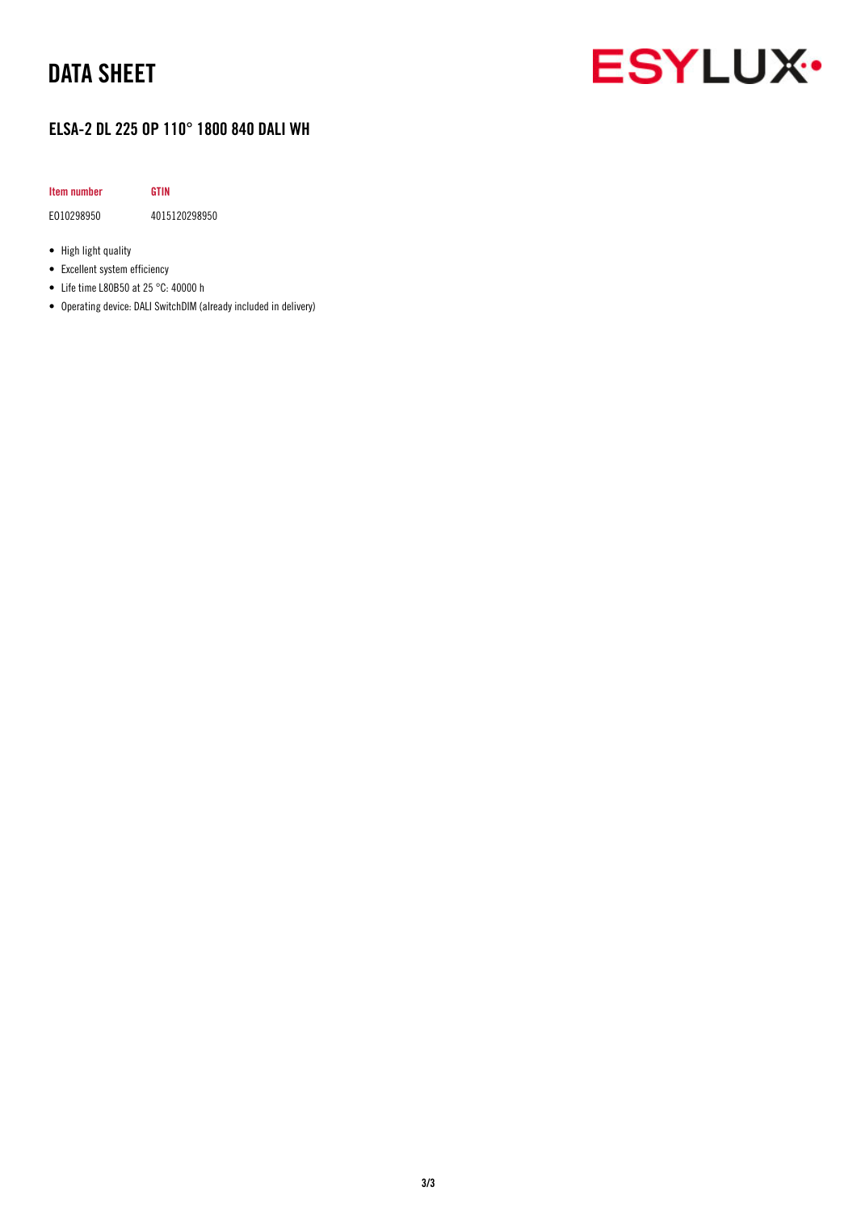# DATA SHEET

## ELSA-2 DL 225 OP 110° 1800 840 DALI WH

| Item number | GTIN |
| --- | --- |
| EO10298950 | 4015120298950 |

- High light quality
- Excellent system efficiency
- Life time L80B50 at 25 °C: 40000 h
- Operating device: DALI SwitchDIM (already included in delivery)